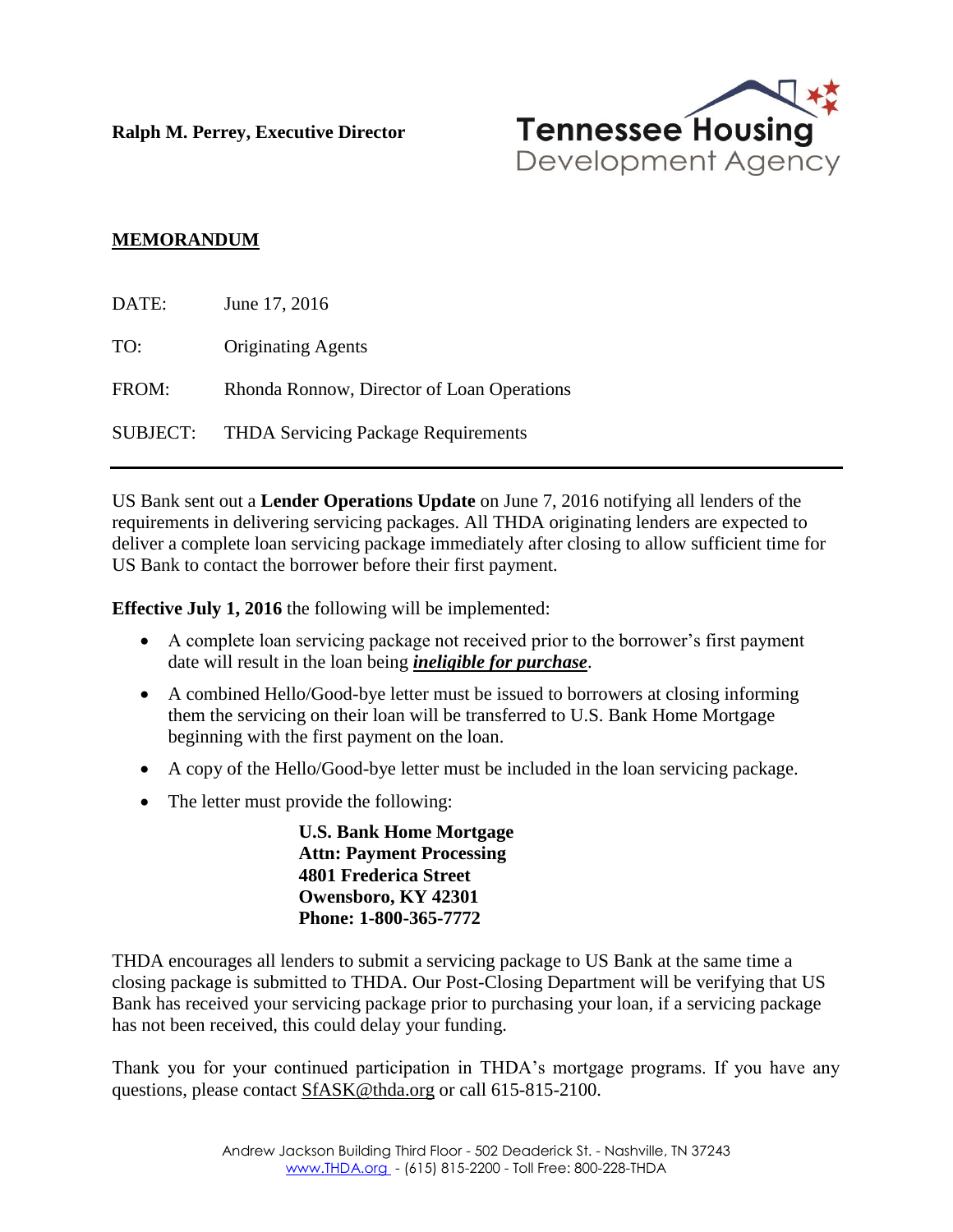**Ralph M. Perrey, Executive Director**

Tennessee Housing Development Agency

**MEMORANDUM**

DATE: June 17, 2016

TO: Originating Agents

FROM: Rhonda Ronnow, Director of Loan Operations

SUBJECT: THDA Servicing Package Requirements

---

US Bank sent out a **Lender Operations Update** on June 7, 2016 notifying all lenders of the requirements in delivering servicing packages. All THDA originating lenders are expected to deliver a complete loan servicing package immediately after closing to allow sufficient time for US Bank to contact the borrower before their first payment.

**Effective July 1, 2016** the following will be implemented:

- A complete loan servicing package not received prior to the borrower's first payment date will result in the loan being ***ineligible for purchase***.
- A combined Hello/Good-bye letter must be issued to borrowers at closing informing them the servicing on their loan will be transferred to U.S. Bank Home Mortgage beginning with the first payment on the loan.
- A copy of the Hello/Good-bye letter must be included in the loan servicing package.
- The letter must provide the following:

  **U.S. Bank Home Mortgage**
  **Attn: Payment Processing**
  **4801 Frederica Street**
  **Owensboro, KY 42301**
  **Phone: 1-800-365-7772**

THDA encourages all lenders to submit a servicing package to US Bank at the same time a closing package is submitted to THDA. Our Post-Closing Department will be verifying that US Bank has received your servicing package prior to purchasing your loan, if a servicing package has not been received, this could delay your funding.

Thank you for your continued participation in THDA's mortgage programs. If you have any questions, please contact SfASK@thda.org or call 615-815-2100.

Andrew Jackson Building Third Floor - 502 Deaderick St. - Nashville, TN 37243
www.THDA.org - (615) 815-2200 - Toll Free: 800-228-THDA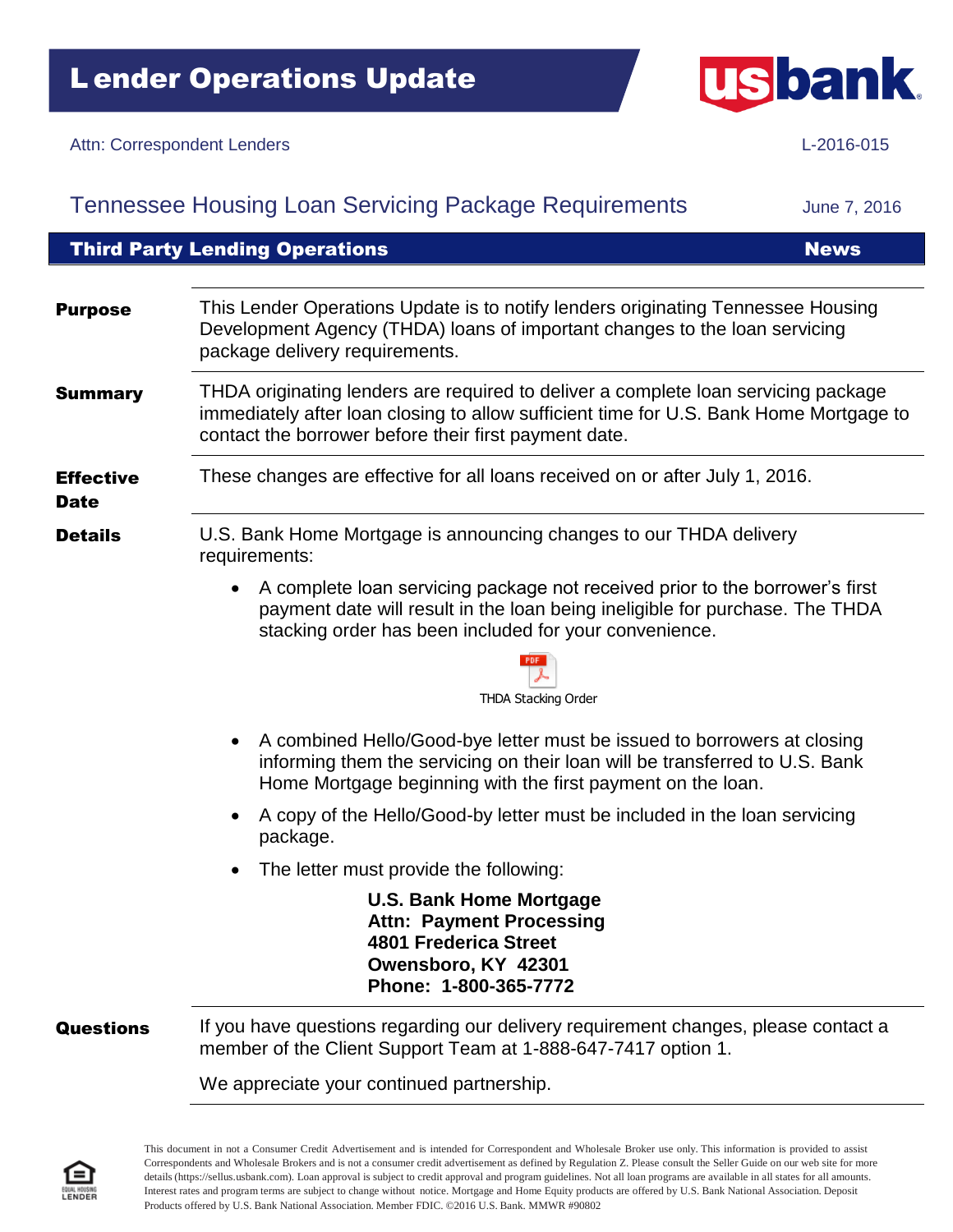# Lender Operations Update

Attn: Correspondent Lenders

L-2016-015

## Tennessee Housing Loan Servicing Package Requirements

June 7, 2016

**Third Party Lending Operations** **News**

**Purpose**

This Lender Operations Update is to notify lenders originating Tennessee Housing Development Agency (THDA) loans of important changes to the loan servicing package delivery requirements.

**Summary**

THDA originating lenders are required to deliver a complete loan servicing package immediately after loan closing to allow sufficient time for U.S. Bank Home Mortgage to contact the borrower before their first payment date.

**Effective Date**

These changes are effective for all loans received on or after July 1, 2016.

**Details**

U.S. Bank Home Mortgage is announcing changes to our THDA delivery requirements:

- A complete loan servicing package not received prior to the borrower's first payment date will result in the loan being ineligible for purchase. The THDA stacking order has been included for your convenience.

THDA Stacking Order

- A combined Hello/Good-bye letter must be issued to borrowers at closing informing them the servicing on their loan will be transferred to U.S. Bank Home Mortgage beginning with the first payment on the loan.
- A copy of the Hello/Good-by letter must be included in the loan servicing package.
- The letter must provide the following:

**U.S. Bank Home Mortgage**
**Attn: Payment Processing**
**4801 Frederica Street**
**Owensboro, KY 42301**
**Phone: 1-800-365-7772**

**Questions**

If you have questions regarding our delivery requirement changes, please contact a member of the Client Support Team at 1-888-647-7417 option 1.

We appreciate your continued partnership.

This document in not a Consumer Credit Advertisement and is intended for Correspondent and Wholesale Broker use only. This information is provided to assist Correspondents and Wholesale Brokers and is not a consumer credit advertisement as defined by Regulation Z. Please consult the Seller Guide on our web site for more details (https://sellus.usbank.com). Loan approval is subject to credit approval and program guidelines. Not all loan programs are available in all states for all amounts. Interest rates and program terms are subject to change without notice. Mortgage and Home Equity products are offered by U.S. Bank National Association. Deposit Products offered by U.S. Bank National Association. Member FDIC. ©2016 U.S. Bank. MMWR #90802